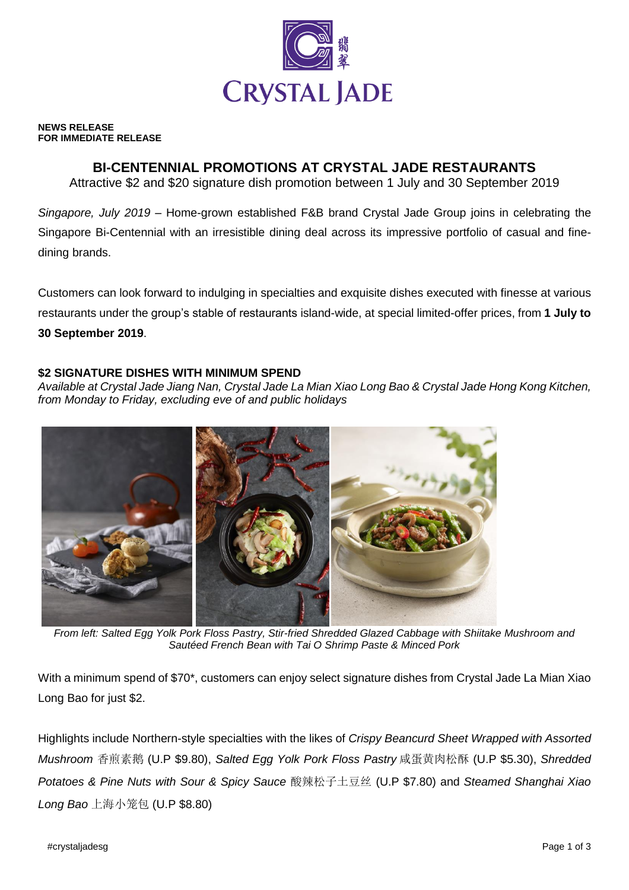**NEWS RELEASE**
**FOR IMMEDIATE RELEASE**

# BI-CENTENNIAL PROMOTIONS AT CRYSTAL JADE RESTAURANTS

Attractive $2 and $20 signature dish promotion between 1 July and 30 September 2019

*Singapore, July 2019* – Home-grown established F&B brand Crystal Jade Group joins in celebrating the Singapore Bi-Centennial with an irresistible dining deal across its impressive portfolio of casual and fine-dining brands.

Customers can look forward to indulging in specialties and exquisite dishes executed with finesse at various restaurants under the group's stable of restaurants island-wide, at special limited-offer prices, from **1 July to 30 September 2019**.

## $2 SIGNATURE DISHES WITH MINIMUM SPEND

*Available at Crystal Jade Jiang Nan, Crystal Jade La Mian Xiao Long Bao & Crystal Jade Hong Kong Kitchen, from Monday to Friday, excluding eve of and public holidays*

*From left: Salted Egg Yolk Pork Floss Pastry, Stir-fried Shredded Glazed Cabbage with Shiitake Mushroom and Sautéed French Bean with Tai O Shrimp Paste & Minced Pork*

With a minimum spend of $70*, customers can enjoy select signature dishes from Crystal Jade La Mian Xiao Long Bao for just $2.

Highlights include Northern-style specialties with the likes of *Crispy Beancurd Sheet Wrapped with Assorted Mushroom* 香煎素鹅 (U.P $9.80), *Salted Egg Yolk Pork Floss Pastry* 咸蛋黄肉松酥 (U.P $5.30), *Shredded Potatoes & Pine Nuts with Sour & Spicy Sauce* 酸辣松子土豆丝 (U.P $7.80) and *Steamed Shanghai Xiao Long Bao* 上海小笼包 (U.P $8.80)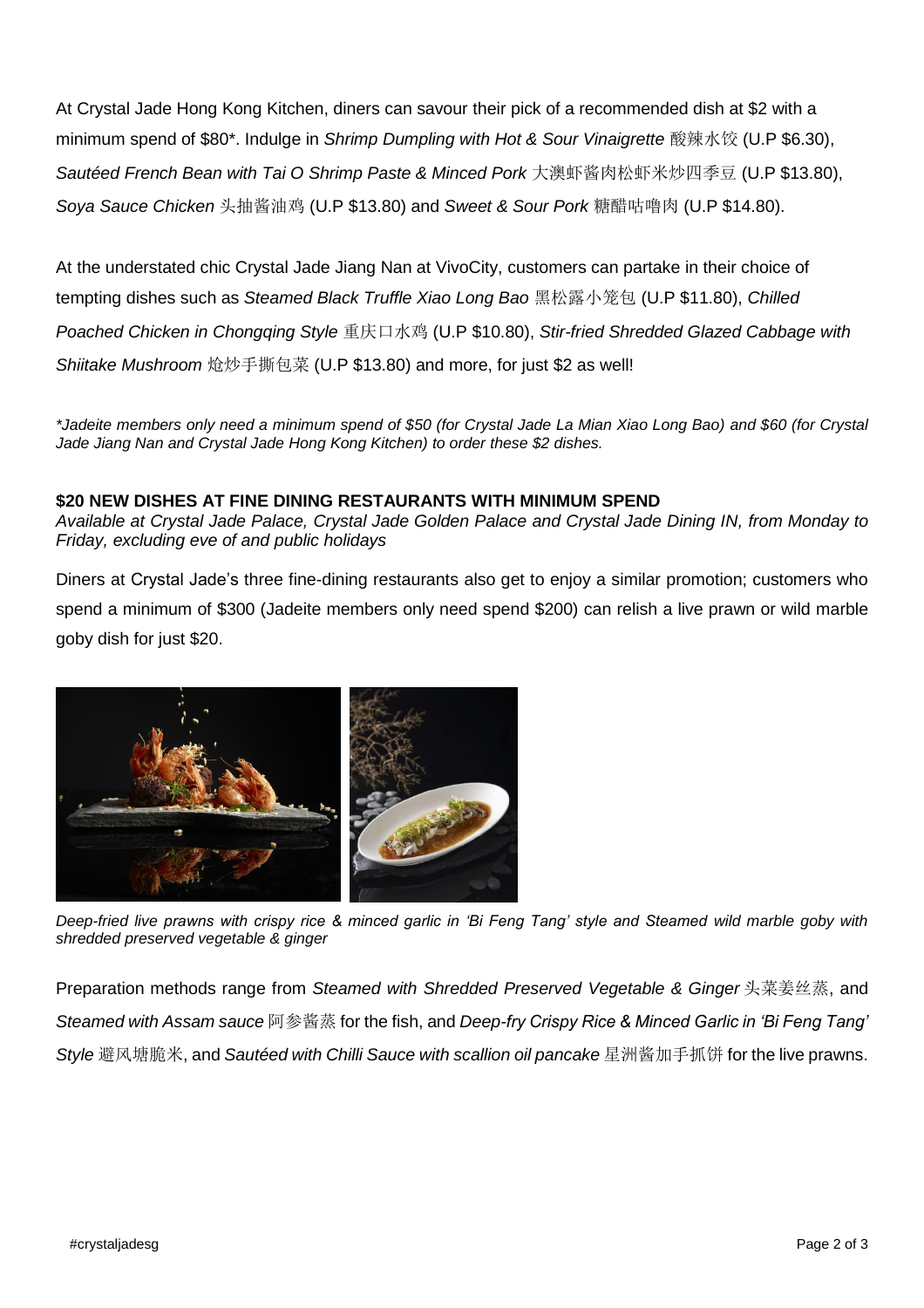At Crystal Jade Hong Kong Kitchen, diners can savour their pick of a recommended dish at $2 with a minimum spend of $80*. Indulge in *Shrimp Dumpling with Hot & Sour Vinaigrette* 酸辣水饺 (U.P $6.30), *Sautéed French Bean with Tai O Shrimp Paste & Minced Pork* 大澳虾酱肉松虾米炒四季豆 (U.P $13.80), *Soya Sauce Chicken* 头抽酱油鸡 (U.P $13.80) and *Sweet & Sour Pork* 糖醋咕噜肉 (U.P $14.80).

At the understated chic Crystal Jade Jiang Nan at VivoCity, customers can partake in their choice of tempting dishes such as *Steamed Black Truffle Xiao Long Bao* 黑松露小笼包 (U.P $11.80), *Chilled Poached Chicken in Chongqing Style* 重庆口水鸡 (U.P $10.80), *Stir-fried Shredded Glazed Cabbage with Shiitake Mushroom* 炝炒手撕包菜 (U.P $13.80) and more, for just $2 as well!

*\*Jadeite members only need a minimum spend of $50 (for Crystal Jade La Mian Xiao Long Bao) and $60 (for Crystal Jade Jiang Nan and Crystal Jade Hong Kong Kitchen) to order these $2 dishes.*

**$20 NEW DISHES AT FINE DINING RESTAURANTS WITH MINIMUM SPEND**

*Available at Crystal Jade Palace, Crystal Jade Golden Palace and Crystal Jade Dining IN, from Monday to Friday, excluding eve of and public holidays*

Diners at Crystal Jade's three fine-dining restaurants also get to enjoy a similar promotion; customers who spend a minimum of $300 (Jadeite members only need spend $200) can relish a live prawn or wild marble goby dish for just $20.

*Deep-fried live prawns with crispy rice & minced garlic in 'Bi Feng Tang' style and Steamed wild marble goby with shredded preserved vegetable & ginger*

Preparation methods range from *Steamed with Shredded Preserved Vegetable & Ginger* 头菜姜丝蒸, and *Steamed with Assam sauce* 阿参酱蒸 for the fish, and *Deep-fry Crispy Rice & Minced Garlic in 'Bi Feng Tang' Style* 避风塘脆米, and *Sautéed with Chilli Sauce with scallion oil pancake* 星洲酱加手抓饼 for the live prawns.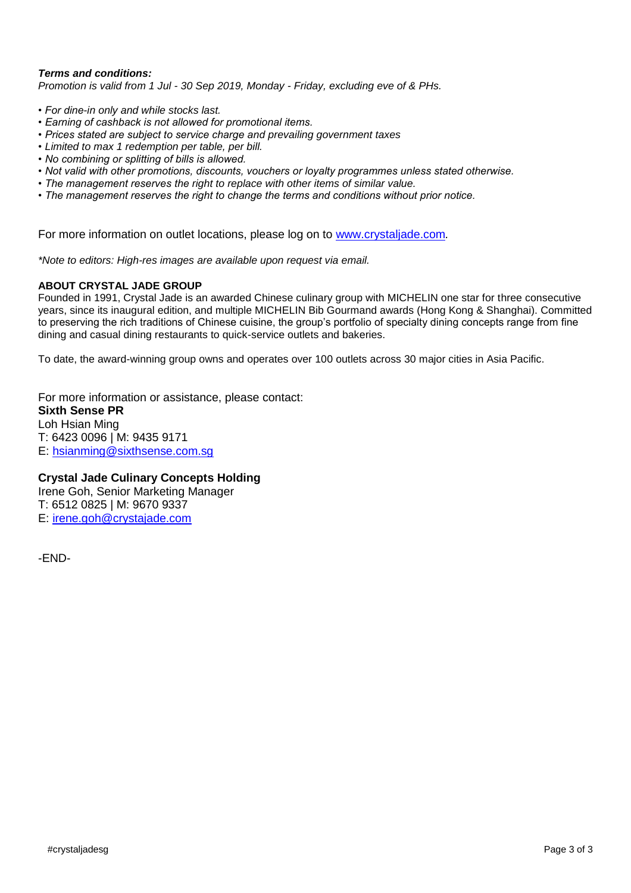***Terms and conditions:***
*Promotion is valid from 1 Jul - 30 Sep 2019, Monday - Friday, excluding eve of & PHs.*

- *For dine-in only and while stocks last.*
- *Earning of cashback is not allowed for promotional items.*
- *Prices stated are subject to service charge and prevailing government taxes*
- *Limited to max 1 redemption per table, per bill.*
- *No combining or splitting of bills is allowed.*
- *Not valid with other promotions, discounts, vouchers or loyalty programmes unless stated otherwise.*
- *The management reserves the right to replace with other items of similar value.*
- *The management reserves the right to change the terms and conditions without prior notice.*

For more information on outlet locations, please log on to [www.crystaljade.com](http://www.crystaljade.com).

*\*Note to editors: High-res images are available upon request via email.*

**ABOUT CRYSTAL JADE GROUP**

Founded in 1991, Crystal Jade is an awarded Chinese culinary group with MICHELIN one star for three consecutive years, since its inaugural edition, and multiple MICHELIN Bib Gourmand awards (Hong Kong & Shanghai). Committed to preserving the rich traditions of Chinese cuisine, the group's portfolio of specialty dining concepts range from fine dining and casual dining restaurants to quick-service outlets and bakeries.

To date, the award-winning group owns and operates over 100 outlets across 30 major cities in Asia Pacific.

For more information or assistance, please contact:
**Sixth Sense PR**
Loh Hsian Ming
T: 6423 0096 | M: 9435 9171
E: [hsianming@sixthsense.com.sg](mailto:hsianming@sixthsense.com.sg)

**Crystal Jade Culinary Concepts Holding**
Irene Goh, Senior Marketing Manager
T: 6512 0825 | M: 9670 9337
E: [irene.goh@crystajade.com](mailto:irene.goh@crystajade.com)

-END-

#crystaljadesg